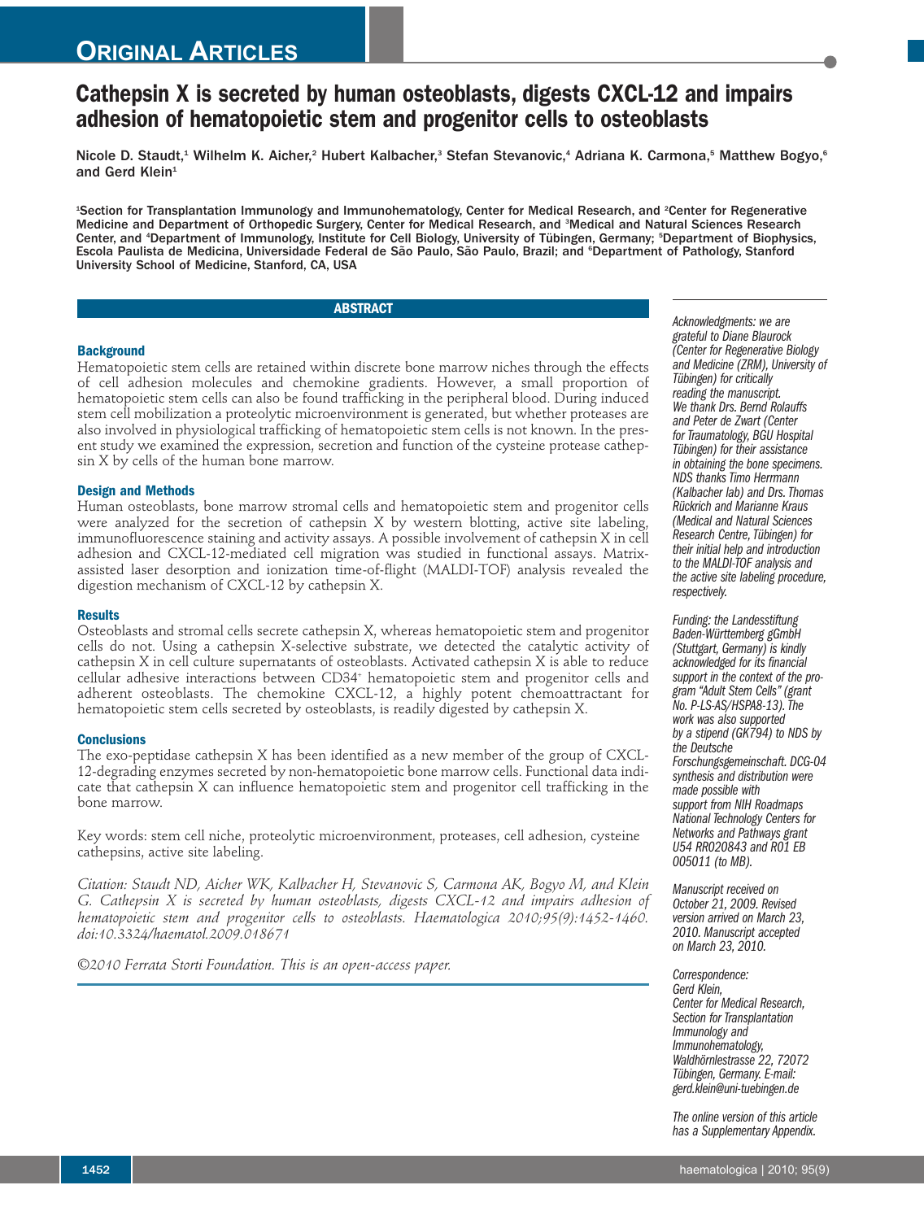# Cathepsin X is secreted by human osteoblasts, digests CXCL-12 and impairs adhesion of hematopoietic stem and progenitor cells to osteoblasts

Nicole D. Staudt,[1] Wilhelm K. Aicher,[2] Hubert Kalbacher,[3] Stefan Stevanovic,[4] Adriana K. Carmona,[5] Matthew Bogyo,[6] and Gerd Klein[1]

[1]Section for Transplantation Immunology and Immunohematology, Center for Medical Research, and [2]Center for Regenerative Medicine and Department of Orthopedic Surgery, Center for Medical Research, and [3]Medical and Natural Sciences Research Center, and [4]Department of Immunology, Institute for Cell Biology, University of Tübingen, Germany; [5]Department of Biophysics, Escola Paulista de Medicina, Universidade Federal de São Paulo, São Paulo, Brazil; and [6]Department of Pathology, Stanford University School of Medicine, Stanford, CA, USA

## ABSTRACT

### Background

Hematopoietic stem cells are retained within discrete bone marrow niches through the effects of cell adhesion molecules and chemokine gradients. However, a small proportion of hematopoietic stem cells can also be found trafficking in the peripheral blood. During induced stem cell mobilization a proteolytic microenvironment is generated, but whether proteases are also involved in physiological trafficking of hematopoietic stem cells is not known. In the present study we examined the expression, secretion and function of the cysteine protease cathepsin X by cells of the human bone marrow.

### Design and Methods

Human osteoblasts, bone marrow stromal cells and hematopoietic stem and progenitor cells were analyzed for the secretion of cathepsin X by western blotting, active site labeling, immunofluorescence staining and activity assays. A possible involvement of cathepsin X in cell adhesion and CXCL-12-mediated cell migration was studied in functional assays. Matrix-assisted laser desorption and ionization time-of-flight (MALDI-TOF) analysis revealed the digestion mechanism of CXCL-12 by cathepsin X.

### Results

Osteoblasts and stromal cells secrete cathepsin X, whereas hematopoietic stem and progenitor cells do not. Using a cathepsin X-selective substrate, we detected the catalytic activity of cathepsin X in cell culture supernatants of osteoblasts. Activated cathepsin X is able to reduce cellular adhesive interactions between CD34$^+$ hematopoietic stem and progenitor cells and adherent osteoblasts. The chemokine CXCL-12, a highly potent chemoattractant for hematopoietic stem cells secreted by osteoblasts, is readily digested by cathepsin X.

### Conclusions

The exo-peptidase cathepsin X has been identified as a new member of the group of CXCL-12-degrading enzymes secreted by non-hematopoietic bone marrow cells. Functional data indicate that cathepsin X can influence hematopoietic stem and progenitor cell trafficking in the bone marrow.

Key words: stem cell niche, proteolytic microenvironment, proteases, cell adhesion, cysteine cathepsins, active site labeling.

*Citation: Staudt ND, Aicher WK, Kalbacher H, Stevanovic S, Carmona AK, Bogyo M, and Klein G. Cathepsin X is secreted by human osteoblasts, digests CXCL-12 and impairs adhesion of hematopoietic stem and progenitor cells to osteoblasts. Haematologica 2010;95(9):1452-1460. doi:10.3324/haematol.2009.018671*

*©2010 Ferrata Storti Foundation. This is an open-access paper.*

*Acknowledgments: we are grateful to Diane Blaurock (Center for Regenerative Biology and Medicine (ZRM), University of Tübingen) for critically reading the manuscript. We thank Drs. Bernd Rolauffs and Peter de Zwart (Center for Traumatology, BGU Hospital Tübingen) for their assistance in obtaining the bone specimens. NDS thanks Timo Herrmann (Kalbacher lab) and Drs. Thomas Rückrich and Marianne Kraus (Medical and Natural Sciences Research Centre, Tübingen) for their initial help and introduction to the MALDI-TOF analysis and the active site labeling procedure, respectively.*

*Funding: the Landesstiftung Baden-Württemberg gGmbH (Stuttgart, Germany) is kindly acknowledged for its financial support in the context of the program "Adult Stem Cells" (grant No. P-LS-AS/HSPA8-13). The work was also supported by a stipend (GK794) to NDS by the Deutsche Forschungsgemeinschaft. DCG-04 synthesis and distribution were made possible with support from NIH Roadmaps National Technology Centers for Networks and Pathways grant U54 RR020843 and R01 EB 005011 (to MB).*

*Manuscript received on October 21, 2009. Revised version arrived on March 23, 2010. Manuscript accepted on March 23, 2010.*

*Correspondence: Gerd Klein, Center for Medical Research, Section for Transplantation Immunology and Immunohematology, Waldhörnlestrasse 22, 72072 Tübingen, Germany. E-mail: gerd.klein@uni-tuebingen.de*

*The online version of this article has a Supplementary Appendix.*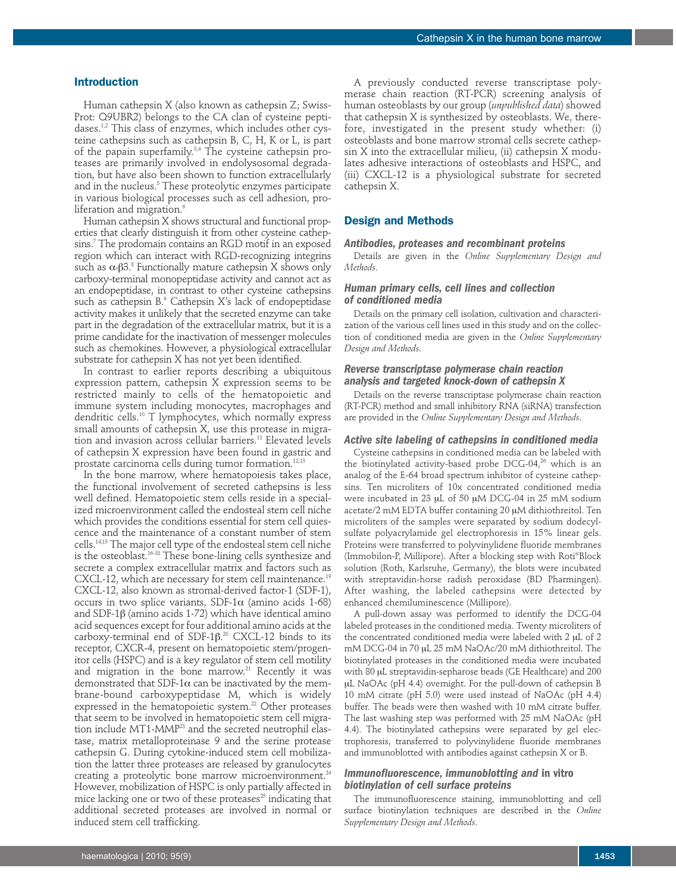## Introduction

Human cathepsin X (also known as cathepsin Z; Swiss-Prot: Q9UBR2) belongs to the CA clan of cysteine peptidases.[1,2] This class of enzymes, which includes other cysteine cathepsins such as cathepsin B, C, H, K or L, is part of the papain superfamily.[3,4] The cysteine cathepsin proteases are primarily involved in endolysosomal degradation, but have also been shown to function extracellularly and in the nucleus.[5] These proteolytic enzymes participate in various biological processes such as cell adhesion, proliferation and migration.[6]

Human cathepsin X shows structural and functional properties that clearly distinguish it from other cysteine cathepsins.[7] The prodomain contains an RGD motif in an exposed region which can interact with RGD-recognizing integrins such as $\alpha_v\beta 3$.[8] Functionally mature cathepsin X shows only carboxy-terminal monopeptidase activity and cannot act as an endopeptidase, in contrast to other cysteine cathepsins such as cathepsin B.[9] Cathepsin X's lack of endopeptidase activity makes it unlikely that the secreted enzyme can take part in the degradation of the extracellular matrix, but it is a prime candidate for the inactivation of messenger molecules such as chemokines. However, a physiological extracellular substrate for cathepsin X has not yet been identified.

In contrast to earlier reports describing a ubiquitous expression pattern, cathepsin X expression seems to be restricted mainly to cells of the hematopoietic and immune system including monocytes, macrophages and dendritic cells.[10] T lymphocytes, which normally express small amounts of cathepsin X, use this protease in migration and invasion across cellular barriers.[11] Elevated levels of cathepsin X expression have been found in gastric and prostate carcinoma cells during tumor formation.[12,13]

In the bone marrow, where hematopoiesis takes place, the functional involvement of secreted cathepsins is less well defined. Hematopoietic stem cells reside in a specialized microenvironment called the endosteal stem cell niche which provides the conditions essential for stem cell quiescence and the maintenance of a constant number of stem cells.[14,15] The major cell type of the endosteal stem cell niche is the osteoblast.[16-18] These bone-lining cells synthesize and secrete a complex extracellular matrix and factors such as CXCL-12, which are necessary for stem cell maintenance.[19] CXCL-12, also known as stromal-derived factor-1 (SDF-1), occurs in two splice variants, SDF-1$\alpha$ (amino acids 1-68) and SDF-1$\beta$ (amino acids 1-72) which have identical amino acid sequences except for four additional amino acids at the carboxy-terminal end of SDF-1$\beta$.[20] CXCL-12 binds to its receptor, CXCR-4, present on hematopoietic stem/progenitor cells (HSPC) and is a key regulator of stem cell motility and migration in the bone marrow.[21] Recently it was demonstrated that SDF-1$\alpha$ can be inactivated by the membrane-bound carboxypeptidase M, which is widely expressed in the hematopoietic system.[22] Other proteases that seem to be involved in hematopoietic stem cell migration include MT1-MMP[23] and the secreted neutrophil elastase, matrix metalloproteinase 9 and the serine protease cathepsin G. During cytokine-induced stem cell mobilization the latter three proteases are released by granulocytes creating a proteolytic bone marrow microenvironment.[24] However, mobilization of HSPC is only partially affected in mice lacking one or two of these proteases[25] indicating that additional secreted proteases are involved in normal or induced stem cell trafficking.

A previously conducted reverse transcriptase polymerase chain reaction (RT-PCR) screening analysis of human osteoblasts by our group (*unpublished data*) showed that cathepsin X is synthesized by osteoblasts. We, therefore, investigated in the present study whether: (i) osteoblasts and bone marrow stromal cells secrete cathepsin X into the extracellular milieu, (ii) cathepsin X modulates adhesive interactions of osteoblasts and HSPC, and (iii) CXCL-12 is a physiological substrate for secreted cathepsin X.

## Design and Methods

### Antibodies, proteases and recombinant proteins

Details are given in the *Online Supplementary Design and Methods*.

### Human primary cells, cell lines and collection of conditioned media

Details on the primary cell isolation, cultivation and characterization of the various cell lines used in this study and on the collection of conditioned media are given in the *Online Supplementary Design and Methods*.

### Reverse transcriptase polymerase chain reaction analysis and targeted knock-down of cathepsin X

Details on the reverse transcriptase polymerase chain reaction (RT-PCR) method and small inhibitory RNA (siRNA) transfection are provided in the *Online Supplementary Design and Methods*.

### Active site labeling of cathepsins in conditioned media

Cysteine cathepsins in conditioned media can be labeled with the biotinylated activity-based probe DCG-04,[26] which is an analog of the E-64 broad spectrum inhibitor of cysteine cathepsins. Ten microliters of 10x concentrated conditioned media were incubated in 23 μL of 50 μM DCG-04 in 25 mM sodium acetate/2 mM EDTA buffer containing 20 μM dithiothreitol. Ten microliters of the samples were separated by sodium dodecylsulfate polyacrylamide gel electrophoresis in 15% linear gels. Proteins were transferred to polyvinylidene fluoride membranes (Immobilon-P, Millipore). After a blocking step with Roti®Block solution (Roth, Karlsruhe, Germany), the blots were incubated with streptavidin-horse radish peroxidase (BD Pharmingen). After washing, the labeled cathepsins were detected by enhanced chemiluminescence (Millipore).

A pull-down assay was performed to identify the DCG-04 labeled proteases in the conditioned media. Twenty microliters of the concentrated conditioned media were labeled with 2 μL of 2 mM DCG-04 in 70 μL 25 mM NaOAc/20 mM dithiothreitol. The biotinylated proteases in the conditioned media were incubated with 80 μL streptavidin-sepharose beads (GE Healthcare) and 200 μL NaOAc (pH 4.4) overnight. For the pull-down of cathepsin B 10 mM citrate (pH 5.0) were used instead of NaOAc (pH 4.4) buffer. The beads were then washed with 10 mM citrate buffer. The last washing step was performed with 25 mM NaOAc (pH 4.4). The biotinylated cathepsins were separated by gel electrophoresis, transferred to polyvinylidene fluoride membranes and immunoblotted with antibodies against cathepsin X or B.

### Immunofluorescence, immunoblotting and *in vitro* biotinylation of cell surface proteins

The immunofluorescence staining, immunoblotting and cell surface biotinylation techniques are described in the *Online Supplementary Design and Methods*.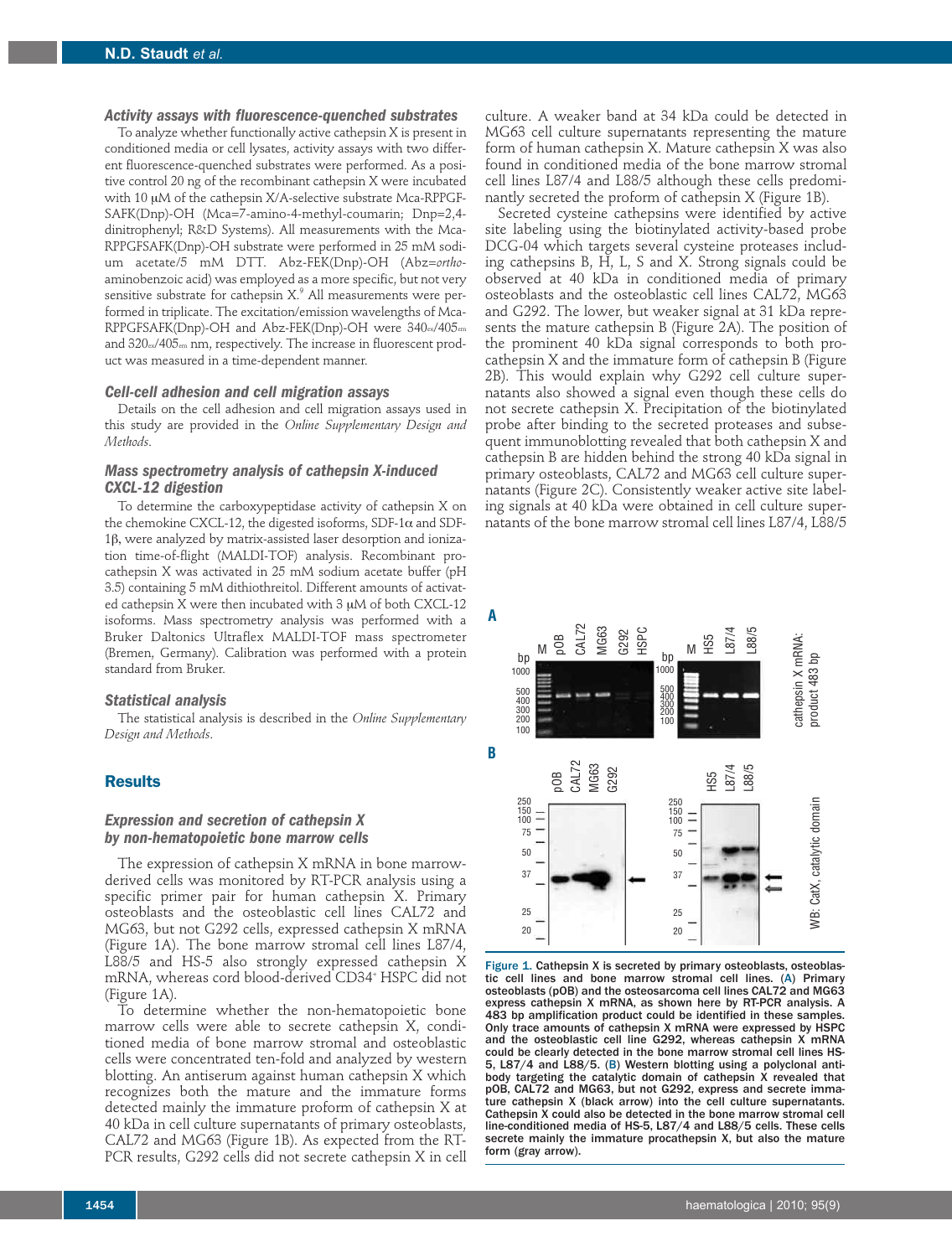### Activity assays with fluorescence-quenched substrates

To analyze whether functionally active cathepsin X is present in conditioned media or cell lysates, activity assays with two different fluorescence-quenched substrates were performed. As a positive control 20 ng of the recombinant cathepsin X were incubated with 10 μM of the cathepsin X/A-selective substrate Mca-RPPGFSAFK(Dnp)-OH (Mca=7-amino-4-methyl-coumarin; Dnp=2,4-dinitrophenyl; R&D Systems). All measurements with the Mca-RPPGFSAFK(Dnp)-OH substrate were performed in 25 mM sodium acetate/5 mM DTT. Abz-FEK(Dnp)-OH (Abz=*ortho*-aminobenzoic acid) was employed as a more specific, but not very sensitive substrate for cathepsin X.[9] All measurements were performed in triplicate. The excitation/emission wavelengths of Mca-RPPGFSAFK(Dnp)-OH and Abz-FEK(Dnp)-OH were $340_{ex}/405_{em}$ and $320_{ex}/405_{em}$ nm, respectively. The increase in fluorescent product was measured in a time-dependent manner.

### Cell-cell adhesion and cell migration assays

Details on the cell adhesion and cell migration assays used in this study are provided in the *Online Supplementary Design and Methods*.

### Mass spectrometry analysis of cathepsin X-induced CXCL-12 digestion

To determine the carboxypeptidase activity of cathepsin X on the chemokine CXCL-12, the digested isoforms, SDF-1α and SDF-1β, were analyzed by matrix-assisted laser desorption and ionization time-of-flight (MALDI-TOF) analysis. Recombinant procathepsin X was activated in 25 mM sodium acetate buffer (pH 3.5) containing 5 mM dithiothreitol. Different amounts of activated cathepsin X were then incubated with 3 μM of both CXCL-12 isoforms. Mass spectrometry analysis was performed with a Bruker Daltonics Ultraflex MALDI-TOF mass spectrometer (Bremen, Germany). Calibration was performed with a protein standard from Bruker.

### Statistical analysis

The statistical analysis is described in the *Online Supplementary Design and Methods*.

## Results

### Expression and secretion of cathepsin X by non-hematopoietic bone marrow cells

The expression of cathepsin X mRNA in bone marrow-derived cells was monitored by RT-PCR analysis using a specific primer pair for human cathepsin X. Primary osteoblasts and the osteoblastic cell lines CAL72 and MG63, but not G292 cells, expressed cathepsin X mRNA (Figure 1A). The bone marrow stromal cell lines L87/4, L88/5 and HS-5 also strongly expressed cathepsin X mRNA, whereas cord blood-derived CD34[+] HSPC did not (Figure 1A).

To determine whether the non-hematopoietic bone marrow cells were able to secrete cathepsin X, conditioned media of bone marrow stromal and osteoblastic cells were concentrated ten-fold and analyzed by western blotting. An antiserum against human cathepsin X which recognizes both the mature and the immature forms detected mainly the immature proform of cathepsin X at 40 kDa in cell culture supernatants of primary osteoblasts, CAL72 and MG63 (Figure 1B). As expected from the RT-PCR results, G292 cells did not secrete cathepsin X in cell culture. A weaker band at 34 kDa could be detected in MG63 cell culture supernatants representing the mature form of human cathepsin X. Mature cathepsin X was also found in conditioned media of the bone marrow stromal cell lines L87/4 and L88/5 although these cells predominantly secreted the proform of cathepsin X (Figure 1B).

Secreted cysteine cathepsins were identified by active site labeling using the biotinylated activity-based probe DCG-04 which targets several cysteine proteases including cathepsins B, H, L, S and X. Strong signals could be observed at 40 kDa in conditioned media of primary osteoblasts and the osteoblastic cell lines CAL72, MG63 and G292. The lower, but weaker signal at 31 kDa represents the mature cathepsin B (Figure 2A). The position of the prominent 40 kDa signal corresponds to both procathepsin X and the immature form of cathepsin B (Figure 2B). This would explain why G292 cell culture supernatants also showed a signal even though these cells do not secrete cathepsin X. Precipitation of the biotinylated probe after binding to the secreted proteases and subsequent immunoblotting revealed that both cathepsin X and cathepsin B are hidden behind the strong 40 kDa signal in primary osteoblasts, CAL72 and MG63 cell culture supernatants (Figure 2C). Consistently weaker active site labeling signals at 40 kDa were obtained in cell culture supernatants of the bone marrow stromal cell lines L87/4, L88/5

Figure 1. Cathepsin X is secreted by primary osteoblasts, osteoblastic cell lines and bone marrow stromal cell lines. (A) Primary osteoblasts (pOB) and the osteosarcoma cell lines CAL72 and MG63 express cathepsin X mRNA, as shown here by RT-PCR analysis. A 483 bp amplification product could be identified in these samples. Only trace amounts of cathepsin X mRNA were expressed by HSPC and the osteoblastic cell line G292, whereas cathepsin X mRNA could be clearly detected in the bone marrow stromal cell lines HS-5, L87/4 and L88/5. (B) Western blotting using a polyclonal antibody targeting the catalytic domain of cathepsin X revealed that pOB, CAL72 and MG63, but not G292, express and secrete immature cathepsin X (black arrow) into the cell culture supernatants. Cathepsin X could also be detected in the bone marrow stromal cell line-conditioned media of HS-5, L87/4 and L88/5 cells. These cells secrete mainly the immature procathepsin X, but also the mature form (gray arrow).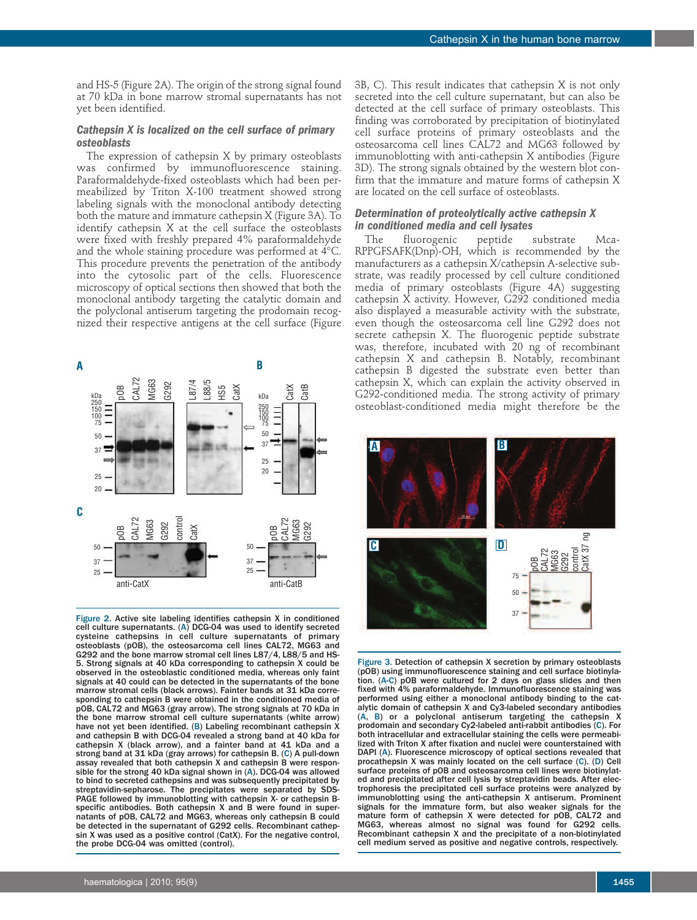and HS-5 (Figure 2A). The origin of the strong signal found at 70 kDa in bone marrow stromal supernatants has not yet been identified.

### Cathepsin X is localized on the cell surface of primary osteoblasts

The expression of cathepsin X by primary osteoblasts was confirmed by immunofluorescence staining. Paraformaldehyde-fixed osteoblasts which had been permeabilized by Triton X-100 treatment showed strong labeling signals with the monoclonal antibody detecting both the mature and immature cathepsin X (Figure 3A). To identify cathepsin X at the cell surface the osteoblasts were fixed with freshly prepared 4% paraformaldehyde and the whole staining procedure was performed at 4°C. This procedure prevents the penetration of the antibody into the cytosolic part of the cells. Fluorescence microscopy of optical sections then showed that both the monoclonal antibody targeting the catalytic domain and the polyclonal antiserum targeting the prodomain recognized their respective antigens at the cell surface (Figure 3B, C). This result indicates that cathepsin X is not only secreted into the cell culture supernatant, but can also be detected at the cell surface of primary osteoblasts. This finding was corroborated by precipitation of biotinylated cell surface proteins of primary osteoblasts and the osteosarcoma cell lines CAL72 and MG63 followed by immunoblotting with anti-cathepsin X antibodies (Figure 3D). The strong signals obtained by the western blot confirm that the immature and mature forms of cathepsin X are located on the cell surface of osteoblasts.

### Determination of proteolytically active cathepsin X in conditioned media and cell lysates

The fluorogenic peptide substrate Mca-RPPGFSAFK(Dnp)-OH, which is recommended by the manufacturers as a cathepsin X/cathepsin A-selective substrate, was readily processed by cell culture conditioned media of primary osteoblasts (Figure 4A) suggesting cathepsin X activity. However, G292 conditioned media also displayed a measurable activity with the substrate, even though the osteosarcoma cell line G292 does not secrete cathepsin X. The fluorogenic peptide substrate was, therefore, incubated with 20 ng of recombinant cathepsin X and cathepsin B. Notably, recombinant cathepsin B digested the substrate even better than cathepsin X, which can explain the activity observed in G292-conditioned media. The strong activity of primary osteoblast-conditioned media might therefore be the

Figure 2. Active site labeling identifies cathepsin X in conditioned cell culture supernatants. (A) DCG-04 was used to identify secreted cysteine cathepsins in cell culture supernatants of primary osteoblasts (pOB), the osteosarcoma cell lines CAL72, MG63 and G292 and the bone marrow stromal cell lines L87/4, L88/5 and HS-5. Strong signals at 40 kDa corresponding to cathepsin X could be observed in the osteoblastic conditioned media, whereas only faint signals at 40 could can be detected in the supernatants of the bone marrow stromal cells (black arrows). Fainter bands at 31 kDa corresponding to cathepsin B were obtained in the conditioned media of pOB, CAL72 and MG63 (gray arrow). The strong signals at 70 kDa in the bone marrow stromal cell culture supernatants (white arrow) have not yet been identified. (B) Labeling recombinant cathepsin X and cathepsin B with DCG-04 revealed a strong band at 40 kDa for cathepsin X (black arrow), and a fainter band at 41 kDa and a strong band at 31 kDa (gray arrows) for cathepsin B. (C) A pull-down assay revealed that both cathepsin X and cathepsin B were responsible for the strong 40 kDa signal shown in (A). DCG-04 was allowed to bind to secreted cathepsins and was subsequently precipitated by streptavidin-sepharose. The precipitates were separated by SDS-PAGE followed by immunoblotting with cathepsin X- or cathepsin B-specific antibodies. Both cathepsin X and B were found in supernatants of pOB, CAL72 and MG63, whereas only cathepsin B could be detected in the supernatant of G292 cells. Recombinant cathepsin X was used as a positive control (CatX). For the negative control, the probe DCG-04 was omitted (control).

Figure 3. Detection of cathepsin X secretion by primary osteoblasts (pOB) using immunofluorescence staining and cell surface biotinylation. (A-C) pOB were cultured for 2 days on glass slides and then fixed with 4% paraformaldehyde. Immunofluorescence staining was performed using either a monoclonal antibody binding to the catalytic domain of cathepsin X and Cy3-labeled secondary antibodies (A, B) or a polyclonal antiserum targeting the cathepsin X prodomain and secondary Cy2-labeled anti-rabbit antibodies (C). For both intracellular and extracellular staining the cells were permeabilized with Triton X after fixation and nuclei were counterstained with DAPI (A). Fluorescence microscopy of optical sections revealed that procathepsin X was mainly located on the cell surface (C). (D) Cell surface proteins of pOB and osteosarcoma cell lines were biotinylated and precipitated after cell lysis by streptavidin beads. After electrophoresis the precipitated cell surface proteins were analyzed by immunoblotting using the anti-cathepsin X antiserum. Prominent signals for the immature form, but also weaker signals for the mature form of cathepsin X were detected for pOB, CAL72 and MG63, whereas almost no signal was found for G292 cells. Recombinant cathepsin X and the precipitate of a non-biotinylated cell medium served as positive and negative controls, respectively.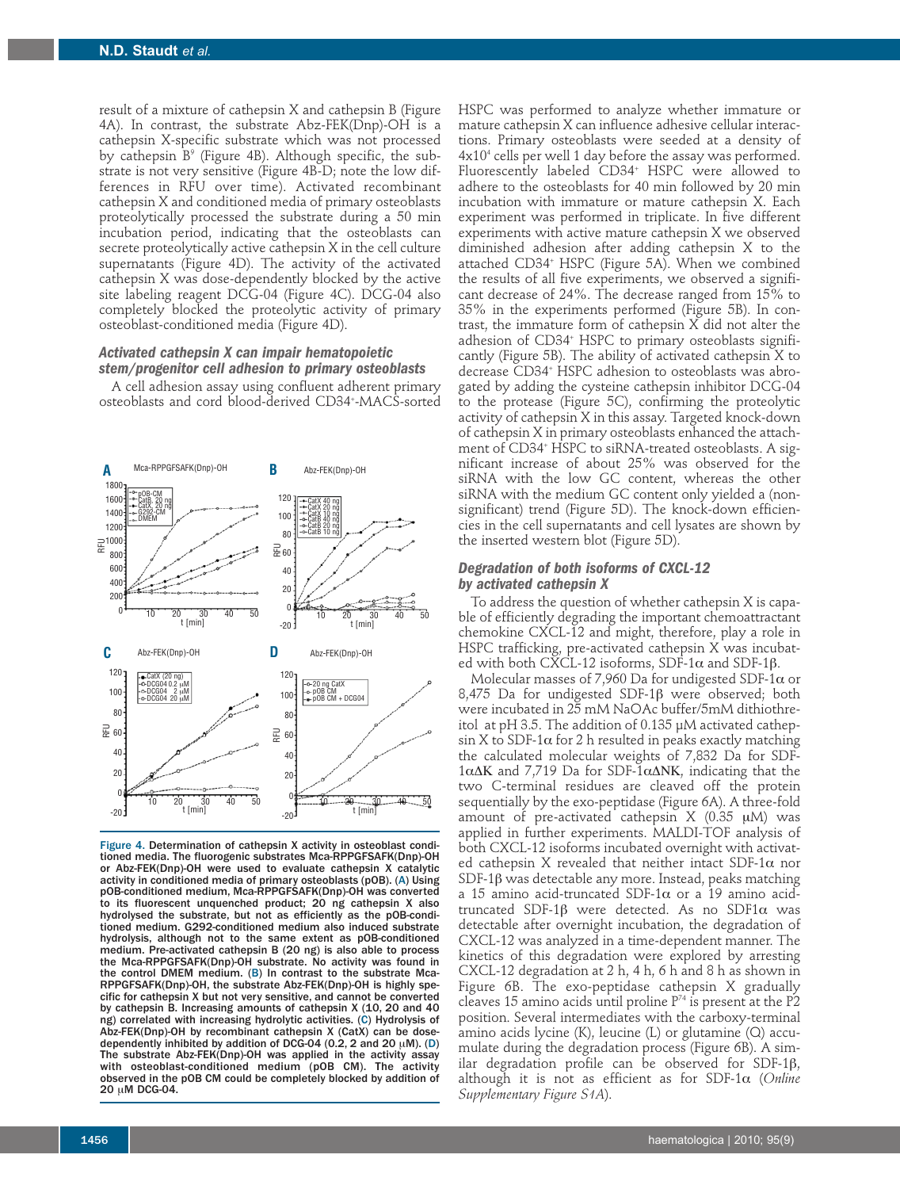result of a mixture of cathepsin X and cathepsin B (Figure 4A). In contrast, the substrate Abz-FEK(Dnp)-OH is a cathepsin X-specific substrate which was not processed by cathepsin B[9] (Figure 4B). Although specific, the substrate is not very sensitive (Figure 4B-D; note the low differences in RFU over time). Activated recombinant cathepsin X and conditioned media of primary osteoblasts proteolytically processed the substrate during a 50 min incubation period, indicating that the osteoblasts can secrete proteolytically active cathepsin X in the cell culture supernatants (Figure 4D). The activity of the activated cathepsin X was dose-dependently blocked by the active site labeling reagent DCG-04 (Figure 4C). DCG-04 also completely blocked the proteolytic activity of primary osteoblast-conditioned media (Figure 4D).

### Activated cathepsin X can impair hematopoietic stem/progenitor cell adhesion to primary osteoblasts

A cell adhesion assay using confluent adherent primary osteoblasts and cord blood-derived CD34⁺-MACS-sorted HSPC was performed to analyze whether immature or mature cathepsin X can influence adhesive cellular interactions. Primary osteoblasts were seeded at a density of $4 \times 10^4$ cells per well 1 day before the assay was performed. Fluorescently labeled CD34⁺ HSPC were allowed to adhere to the osteoblasts for 40 min followed by 20 min incubation with immature or mature cathepsin X. Each experiment was performed in triplicate. In five different experiments with active mature cathepsin X we observed diminished adhesion after adding cathepsin X to the attached CD34⁺ HSPC (Figure 5A). When we combined the results of all five experiments, we observed a significant decrease of 24%. The decrease ranged from 15% to 35% in the experiments performed (Figure 5B). In contrast, the immature form of cathepsin X did not alter the adhesion of CD34⁺ HSPC to primary osteoblasts significantly (Figure 5B). The ability of activated cathepsin X to decrease CD34⁺ HSPC adhesion to osteoblasts was abrogated by adding the cysteine cathepsin inhibitor DCG-04 to the protease (Figure 5C), confirming the proteolytic activity of cathepsin X in this assay. Targeted knock-down of cathepsin X in primary osteoblasts enhanced the attachment of CD34⁺ HSPC to siRNA-treated osteoblasts. A significant increase of about 25% was observed for the siRNA with the low GC content, whereas the other siRNA with the medium GC content only yielded a (non-significant) trend (Figure 5D). The knock-down efficiencies in the cell supernatants and cell lysates are shown by the inserted western blot (Figure 5D).

Figure 4. Determination of cathepsin X activity in osteoblast conditioned media. The fluorogenic substrates Mca-RPPGFSAFK(Dnp)-OH or Abz-FEK(Dnp)-OH were used to evaluate cathepsin X catalytic activity in conditioned media of primary osteoblasts (pOB). (A) Using pOB-conditioned medium, Mca-RPPGFSAFK(Dnp)-OH was converted to its fluorescent unquenched product; 20 ng cathepsin X also hydrolysed the substrate, but not as efficiently as the pOB-conditioned medium. G292-conditioned medium also induced substrate hydrolysis, although not to the same extent as pOB-conditioned medium. Pre-activated cathepsin B (20 ng) is also able to process the Mca-RPPGFSAFK(Dnp)-OH substrate. No activity was found in the control DMEM medium. (B) In contrast to the substrate Mca-RPPGFSAFK(Dnp)-OH, the substrate Abz-FEK(Dnp)-OH is highly specific for cathepsin X but not very sensitive, and cannot be converted by cathepsin B. Increasing amounts of cathepsin X (10, 20 and 40 ng) correlated with increasing hydrolytic activities. (C) Hydrolysis of Abz-FEK(Dnp)-OH by recombinant cathepsin X (CatX) can be dose-dependently inhibited by addition of DCG-04 (0.2, 2 and 20 μM). (D) The substrate Abz-FEK(Dnp)-OH was applied in the activity assay with osteoblast-conditioned medium (pOB CM). The activity observed in the pOB CM could be completely blocked by addition of 20 μM DCG-04.

### Degradation of both isoforms of CXCL-12 by activated cathepsin X

To address the question of whether cathepsin X is capable of efficiently degrading the important chemoattractant chemokine CXCL-12 and might, therefore, play a role in HSPC trafficking, pre-activated cathepsin X was incubated with both CXCL-12 isoforms, SDF-1α and SDF-1β.

Molecular masses of 7,960 Da for undigested SDF-1α or 8,475 Da for undigested SDF-1β were observed; both were incubated in 25 mM NaOAc buffer/5mM dithiothreitol at pH 3.5. The addition of 0.135 μM activated cathepsin X to SDF-1α for 2 h resulted in peaks exactly matching the calculated molecular weights of 7,832 Da for SDF-1αΔK and 7,719 Da for SDF-1αΔNK, indicating that the two C-terminal residues are cleaved off the protein sequentially by the exo-peptidase (Figure 6A). A three-fold amount of pre-activated cathepsin X (0.35 μM) was applied in further experiments. MALDI-TOF analysis of both CXCL-12 isoforms incubated overnight with activated cathepsin X revealed that neither intact SDF-1α nor SDF-1β was detectable any more. Instead, peaks matching a 15 amino acid-truncated SDF-1α or a 19 amino acid-truncated SDF-1β were detected. As no SDF1α was detectable after overnight incubation, the degradation of CXCL-12 was analyzed in a time-dependent manner. The kinetics of this degradation were explored by arresting CXCL-12 degradation at 2 h, 4 h, 6 h and 8 h as shown in Figure 6B. The exo-peptidase cathepsin X gradually cleaves 15 amino acids until proline $P^{74}$ is present at the P2 position. Several intermediates with the carboxy-terminal amino acids lycine (K), leucine (L) or glutamine (Q) accumulate during the degradation process (Figure 6B). A similar degradation profile can be observed for SDF-1β, although it is not as efficient as for SDF-1α (*Online Supplementary Figure S1A*).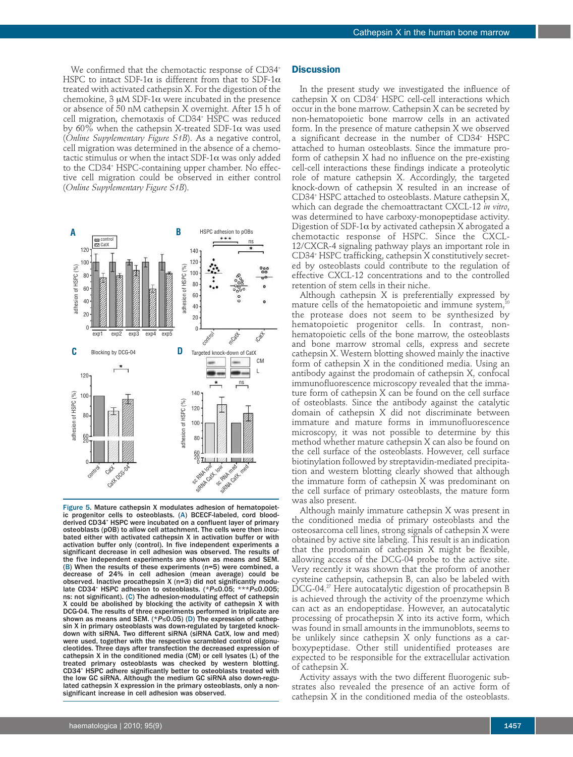We confirmed that the chemotactic response of CD34+ HSPC to intact SDF-1α is different from that to SDF-1α treated with activated cathepsin X. For the digestion of the chemokine, 3 μM SDF-1α were incubated in the presence or absence of 50 nM cathepsin X overnight. After 15 h of cell migration, chemotaxis of CD34+ HSPC was reduced by 60% when the cathepsin X-treated SDF-1α was used (*Online Supplementary Figure S1B*). As a negative control, cell migration was determined in the absence of a chemotactic stimulus or when the intact SDF-1α was only added to the CD34+ HSPC-containing upper chamber. No effective cell migration could be observed in either control (*Online Supplementary Figure S1B*).

**Figure 5. Mature cathepsin X modulates adhesion of hematopoietic progenitor cells to osteoblasts. (A) BCECF-labeled, cord blood-derived CD34+ HSPC were incubated on a confluent layer of primary osteoblasts (pOB) to allow cell attachment. The cells were then incubated either with activated cathepsin X in activation buffer or with activation buffer only (control). In five independent experiments a significant decrease in cell adhesion was observed. The results of the five independent experiments are shown as means and SEM. (B) When the results of these experiments (n=5) were combined, a decrease of 24% in cell adhesion (mean average) could be observed. Inactive procathepsin X (n=3) did not significantly modulate CD34+ HSPC adhesion to osteoblasts. (\*P≤0.05; \*\*\*P≤0.005; ns: not significant). (C) The adhesion-modulating effect of cathepsin X could be abolished by blocking the activity of cathepsin X with DCG-04. The results of three experiments performed in triplicate are shown as means and SEM. (\*P≤0.05) (D) The expression of cathepsin X in primary osteoblasts was down-regulated by targeted knock-down with siRNA. Two different siRNA (siRNA CatX, low and med) were used, together with the respective scrambled control oligonucleotides. Three days after transfection the decreased expression of cathepsin X in the conditioned media (CM) or cell lysates (L) of the treated primary osteoblasts was checked by western blotting. CD34+ HSPC adhere significantly better to osteoblasts treated with the low GC siRNA. Although the medium GC siRNA also down-regulated cathepsin X expression in the primary osteoblasts, only a non-significant increase in cell adhesion was observed.**

## Discussion

In the present study we investigated the influence of cathepsin X on CD34+ HSPC cell-cell interactions which occur in the bone marrow. Cathepsin X can be secreted by non-hematopoietic bone marrow cells in an activated form. In the presence of mature cathepsin X we observed a significant decrease in the number of CD34+ HSPC attached to human osteoblasts. Since the immature proform of cathepsin X had no influence on the pre-existing cell-cell interactions these findings indicate a proteolytic role of mature cathepsin X. Accordingly, the targeted knock-down of cathepsin X resulted in an increase of CD34+ HSPC attached to osteoblasts. Mature cathepsin X, which can degrade the chemoattractant CXCL-12 *in vitro*, was determined to have carboxy-monopeptidase activity. Digestion of SDF-1α by activated cathepsin X abrogated a chemotactic response of HSPC. Since the CXCL-12/CXCR-4 signaling pathway plays an important role in CD34+ HSPC trafficking, cathepsin X constitutively secreted by osteoblasts could contribute to the regulation of effective CXCL-12 concentrations and to the controlled retention of stem cells in their niche.

Although cathepsin X is preferentially expressed by mature cells of the hematopoietic and immune system,[10] the protease does not seem to be synthesized by hematopoietic progenitor cells. In contrast, non-hematopoietic cells of the bone marrow, the osteoblasts and bone marrow stromal cells, express and secrete cathepsin X. Western blotting showed mainly the inactive form of cathepsin X in the conditioned media. Using an antibody against the prodomain of cathepsin X, confocal immunofluorescence microscopy revealed that the immature form of cathepsin X can be found on the cell surface of osteoblasts. Since the antibody against the catalytic domain of cathepsin X did not discriminate between immature and mature forms in immunofluorescence microscopy, it was not possible to determine by this method whether mature cathepsin X can also be found on the cell surface of the osteoblasts. However, cell surface biotinylation followed by streptavidin-mediated precipitation and western blotting clearly showed that although the immature form of cathepsin X was predominant on the cell surface of primary osteoblasts, the mature form was also present.

Although mainly immature cathepsin X was present in the conditioned media of primary osteoblasts and the osteosarcoma cell lines, strong signals of cathepsin X were obtained by active site labeling. This result is an indication that the prodomain of cathepsin X might be flexible, allowing access of the DCG-04 probe to the active site. Very recently it was shown that the proform of another cysteine cathepsin, cathepsin B, can also be labeled with DCG-04.[27] Here autocatalytic digestion of procathepsin B is achieved through the activity of the proenzyme which can act as an endopeptidase. However, an autocatalytic processing of procathepsin X into its active form, which was found in small amounts in the immunoblots, seems to be unlikely since cathepsin X only functions as a carboxypeptidase. Other still unidentified proteases are expected to be responsible for the extracellular activation of cathepsin X.

Activity assays with the two different fluorogenic substrates also revealed the presence of an active form of cathepsin X in the conditioned media of the osteoblasts.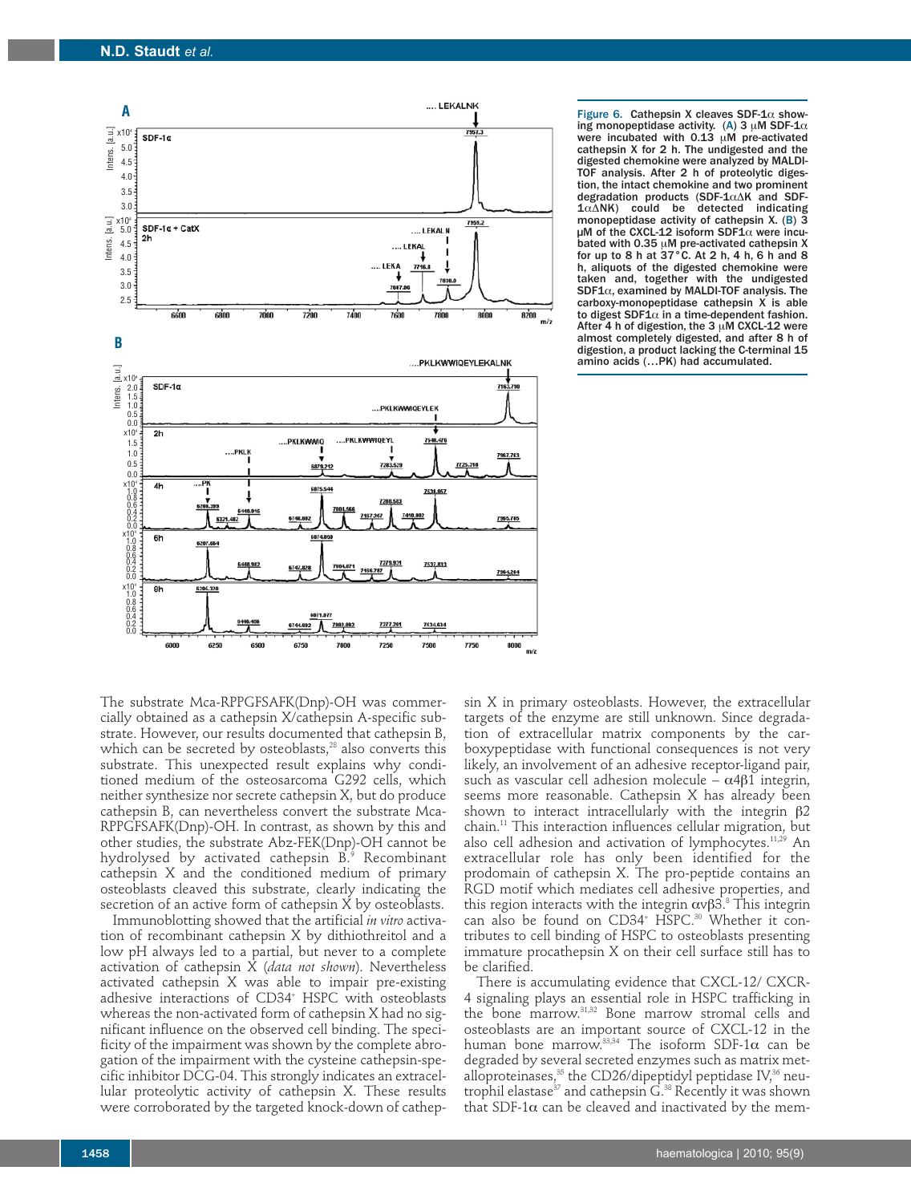**Figure 6. Cathepsin X cleaves SDF-1α showing monopeptidase activity.** (A) 3 μM SDF-1α were incubated with 0.13 μM pre-activated cathepsin X for 2 h. The undigested and the digested chemokine were analyzed by MALDI-TOF analysis. After 2 h of proteolytic digestion, the intact chemokine and two prominent degradation products (SDF-1αΔK and SDF-1αΔNK) could be detected indicating monopeptidase activity of cathepsin X. (B) 3 μM of the CXCL-12 isoform SDF1α were incubated with 0.35 μM pre-activated cathepsin X for up to 8 h at 37°C. At 2 h, 4 h, 6 h and 8 h, aliquots of the digested chemokine were taken and, together with the undigested SDF1α, examined by MALDI-TOF analysis. The carboxy-monopeptidase cathepsin X is able to digest SDF1α in a time-dependent fashion. After 4 h of digestion, the 3 μM CXCL-12 were almost completely digested, and after 8 h of digestion, a product lacking the C-terminal 15 amino acids (…PK) had accumulated.

The substrate Mca-RPPGFSAFK(Dnp)-OH was commercially obtained as a cathepsin X/cathepsin A-specific substrate. However, our results documented that cathepsin B, which can be secreted by osteoblasts,[28] also converts this substrate. This unexpected result explains why conditioned medium of the osteosarcoma G292 cells, which neither synthesize nor secrete cathepsin X, but do produce cathepsin B, can nevertheless convert the substrate Mca-RPPGFSAFK(Dnp)-OH. In contrast, as shown by this and other studies, the substrate Abz-FEK(Dnp)-OH cannot be hydrolysed by activated cathepsin B.[9] Recombinant cathepsin X and the conditioned medium of primary osteoblasts cleaved this substrate, clearly indicating the secretion of an active form of cathepsin X by osteoblasts.

Immunoblotting showed that the artificial *in vitro* activation of recombinant cathepsin X by dithiothreitol and a low pH always led to a partial, but never to a complete activation of cathepsin X (*data not shown*). Nevertheless activated cathepsin X was able to impair pre-existing adhesive interactions of CD34[+] HSPC with osteoblasts whereas the non-activated form of cathepsin X had no significant influence on the observed cell binding. The specificity of the impairment was shown by the complete abrogation of the impairment with the cysteine cathepsin-specific inhibitor DCG-04. This strongly indicates an extracellular proteolytic activity of cathepsin X. These results were corroborated by the targeted knock-down of cathepsin X in primary osteoblasts. However, the extracellular targets of the enzyme are still unknown. Since degradation of extracellular matrix components by the carboxypeptidase with functional consequences is not very likely, an involvement of an adhesive receptor-ligand pair, such as vascular cell adhesion molecule – $\alpha4\beta1$ integrin, seems more reasonable. Cathepsin X has already been shown to interact intracellularly with the integrin $\beta2$ chain.[11] This interaction influences cellular migration, but also cell adhesion and activation of lymphocytes.[11,29] An extracellular role has only been identified for the prodomain of cathepsin X. The pro-peptide contains an RGD motif which mediates cell adhesive properties, and this region interacts with the integrin $\alpha v\beta3$.[8] This integrin can also be found on CD34[+] HSPC.[30] Whether it contributes to cell binding of HSPC to osteoblasts presenting immature procathepsin X on their cell surface still has to be clarified.

There is accumulating evidence that CXCL-12/ CXCR-4 signaling plays an essential role in HSPC trafficking in the bone marrow.[31,32] Bone marrow stromal cells and osteoblasts are an important source of CXCL-12 in the human bone marrow.[33,34] The isoform SDF-1α can be degraded by several secreted enzymes such as matrix metalloproteinases,[35] the CD26/dipeptidyl peptidase IV,[36] neutrophil elastase[37] and cathepsin G.[38] Recently it was shown that SDF-1α can be cleaved and inactivated by the mem-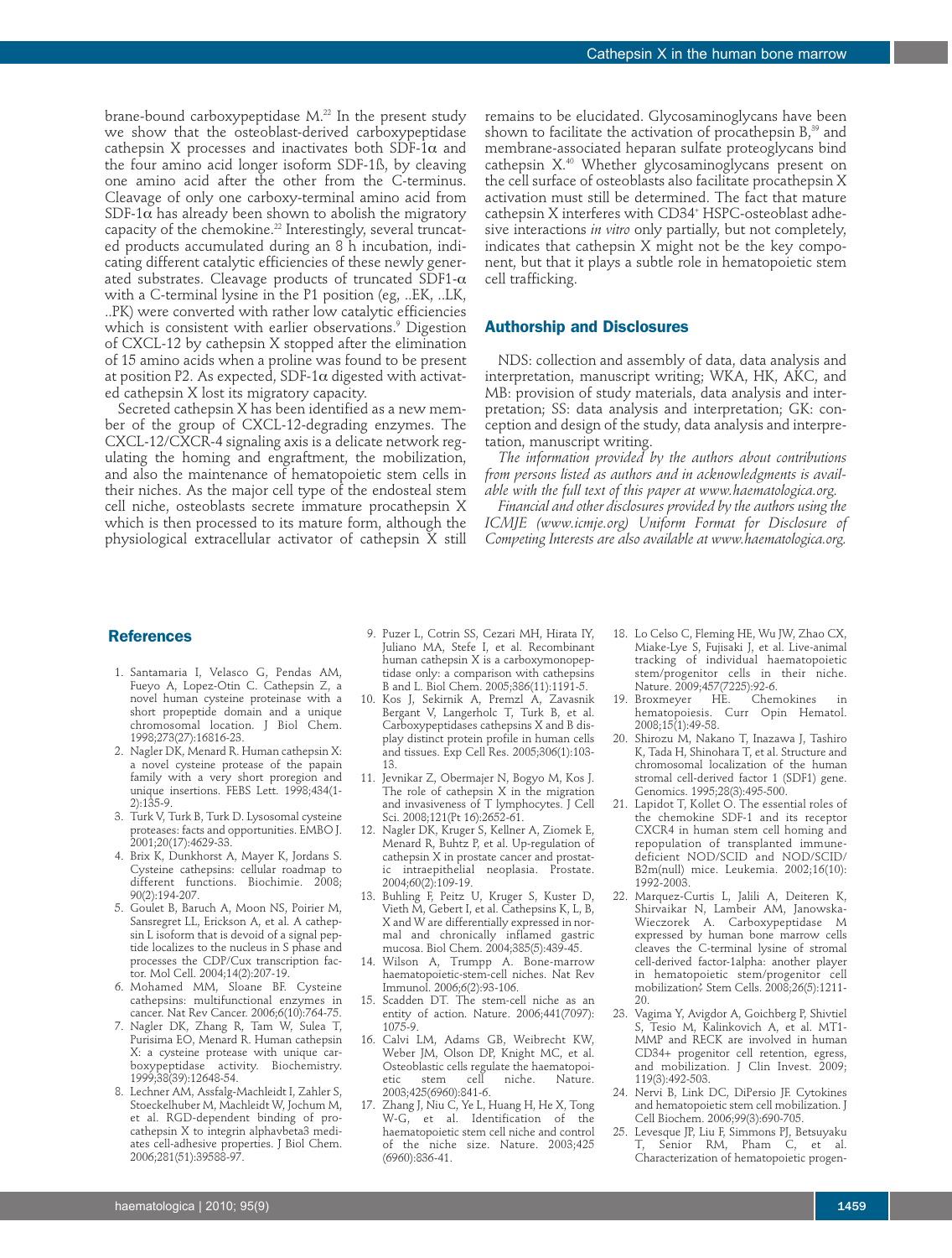brane-bound carboxypeptidase M.[22] In the present study we show that the osteoblast-derived carboxypeptidase cathepsin X processes and inactivates both SDF-1α and the four amino acid longer isoform SDF-1ß, by cleaving one amino acid after the other from the C-terminus. Cleavage of only one carboxy-terminal amino acid from SDF-1α has already been shown to abolish the migratory capacity of the chemokine.[22] Interestingly, several truncated products accumulated during an 8 h incubation, indicating different catalytic efficiencies of these newly generated substrates. Cleavage products of truncated SDF1-α with a C-terminal lysine in the P1 position (eg, ..EK, ..LK, ..PK) were converted with rather low catalytic efficiencies which is consistent with earlier observations.[9] Digestion of CXCL-12 by cathepsin X stopped after the elimination of 15 amino acids when a proline was found to be present at position P2. As expected, SDF-1α digested with activated cathepsin X lost its migratory capacity.

Secreted cathepsin X has been identified as a new member of the group of CXCL-12-degrading enzymes. The CXCL-12/CXCR-4 signaling axis is a delicate network regulating the homing and engraftment, the mobilization, and also the maintenance of hematopoietic stem cells in their niches. As the major cell type of the endosteal stem cell niche, osteoblasts secrete immature procathepsin X which is then processed to its mature form, although the physiological extracellular activator of cathepsin X still remains to be elucidated. Glycosaminoglycans have been shown to facilitate the activation of procathepsin B,[39] and membrane-associated heparan sulfate proteoglycans bind cathepsin X.[40] Whether glycosaminoglycans present on the cell surface of osteoblasts also facilitate procathepsin X activation must still be determined. The fact that mature cathepsin X interferes with CD34[+] HSPC-osteoblast adhesive interactions *in vitro* only partially, but not completely, indicates that cathepsin X might not be the key component, but that it plays a subtle role in hematopoietic stem cell trafficking.

## Authorship and Disclosures

NDS: collection and assembly of data, data analysis and interpretation, manuscript writing; WKA, HK, AKC, and MB: provision of study materials, data analysis and interpretation; SS: data analysis and interpretation; GK: conception and design of the study, data analysis and interpretation, manuscript writing.

*The information provided by the authors about contributions from persons listed as authors and in acknowledgments is available with the full text of this paper at www.haematologica.org.*

*Financial and other disclosures provided by the authors using the ICMJE (www.icmje.org) Uniform Format for Disclosure of Competing Interests are also available at www.haematologica.org.*

## References

1. Santamaria I, Velasco G, Pendas AM, Fueyo A, Lopez-Otin C. Cathepsin Z, a novel human cysteine proteinase with a short propeptide domain and a unique chromosomal location. J Biol Chem. 1998;273(27):16816-23.
2. Nagler DK, Menard R. Human cathepsin X: a novel cysteine protease of the papain family with a very short proregion and unique insertions. FEBS Lett. 1998;434(1-2):135-9.
3. Turk V, Turk B, Turk D. Lysosomal cysteine proteases: facts and opportunities. EMBO J. 2001;20(17):4629-33.
4. Brix K, Dunkhorst A, Mayer K, Jordans S. Cysteine cathepsins: cellular roadmap to different functions. Biochimie. 2008; 90(2):194-207.
5. Goulet B, Baruch A, Moon NS, Poirier M, Sansregret LL, Erickson A, et al. A cathepsin L isoform that is devoid of a signal peptide localizes to the nucleus in S phase and processes the CDP/Cux transcription factor. Mol Cell. 2004;14(2):207-19.
6. Mohamed MM, Sloane BF. Cysteine cathepsins: multifunctional enzymes in cancer. Nat Rev Cancer. 2006;6(10):764-75.
7. Nagler DK, Zhang R, Tam W, Sulea T, Purisima EO, Menard R. Human cathepsin X: a cysteine protease with unique carboxypeptidase activity. Biochemistry. 1999;38(39):12648-54.
8. Lechner AM, Assfalg-Machleidt I, Zahler S, Stoeckelhuber M, Machleidt W, Jochum M, et al. RGD-dependent binding of procathepsin X to integrin alphavbeta3 mediates cell-adhesive properties. J Biol Chem. 2006;281(51):39588-97.
9. Puzer L, Cotrin SS, Cezari MH, Hirata IY, Juliano MA, Stefe I, et al. Recombinant human cathepsin X is a carboxymonopeptidase only: a comparison with cathepsins B and L. Biol Chem. 2005;386(11):1191-5.
10. Kos J, Sekirnik A, Premzl A, Zavasnik Bergant V, Langerholc T, Turk B, et al. Carboxypeptidases cathepsins X and B display distinct protein profile in human cells and tissues. Exp Cell Res. 2005;306(1):103-13.
11. Jevnikar Z, Obermajer N, Bogyo M, Kos J. The role of cathepsin X in the migration and invasiveness of T lymphocytes. J Cell Sci. 2008;121(Pt 16):2652-61.
12. Nagler DK, Kruger S, Kellner A, Ziomek E, Menard R, Buhtz P, et al. Up-regulation of cathepsin X in prostate cancer and prostatic intraepithelial neoplasia. Prostate. 2004;60(2):109-19.
13. Buhling F, Peitz U, Kruger S, Kuster D, Vieth M, Gebert I, et al. Cathepsins K, L, B, X and W are differentially expressed in normal and chronically inflamed gastric mucosa. Biol Chem. 2004;385(5):439-45.
14. Wilson A, Trumpp A. Bone-marrow haematopoietic-stem-cell niches. Nat Rev Immunol. 2006;6(2):93-106.
15. Scadden DT. The stem-cell niche as an entity of action. Nature. 2006;441(7097): 1075-9.
16. Calvi LM, Adams GB, Weibrecht KW, Weber JM, Olson DP, Knight MC, et al. Osteoblastic cells regulate the haematopoietic stem cell niche. Nature. 2003;425(6960):841-6.
17. Zhang J, Niu C, Ye L, Huang H, He X, Tong W-G, et al. Identification of the haematopoietic stem cell niche and control of the niche size. Nature. 2003;425 (6960):836-41.
18. Lo Celso C, Fleming HE, Wu JW, Zhao CX, Miake-Lye S, Fujisaki J, et al. Live-animal tracking of individual haematopoietic stem/progenitor cells in their niche. Nature. 2009;457(7225):92-6.
19. Broxmeyer HE. Chemokines in hematopoiesis. Curr Opin Hematol. 2008;15(1):49-58.
20. Shirozu M, Nakano T, Inazawa J, Tashiro K, Tada H, Shinohara T, et al. Structure and chromosomal localization of the human stromal cell-derived factor 1 (SDF1) gene. Genomics. 1995;28(3):495-500.
21. Lapidot T, Kollet O. The essential roles of the chemokine SDF-1 and its receptor CXCR4 in human stem cell homing and repopulation of transplanted immune-deficient NOD/SCID and NOD/SCID/B2m(null) mice. Leukemia. 2002;16(10): 1992-2003.
22. Marquez-Curtis L, Jalili A, Deiteren K, Shirvaikar N, Lambeir AM, Janowska-Wieczorek A. Carboxypeptidase M expressed by human bone marrow cells cleaves the C-terminal lysine of stromal cell-derived factor-1alpha: another player in hematopoietic stem/progenitor cell mobilization? Stem Cells. 2008;26(5):1211-20.
23. Vagima Y, Avigdor A, Goichberg P, Shivtiel S, Tesio M, Kalinkovich A, et al. MT1-MMP and RECK are involved in human CD34+ progenitor cell retention, egress, and mobilization. J Clin Invest. 2009; 119(3):492-503.
24. Nervi B, Link DC, DiPersio JF. Cytokines and hematopoietic stem cell mobilization. J Cell Biochem. 2006;99(3):690-705.
25. Levesque JP, Liu F, Simmons PJ, Betsuyaku T, Senior RM, Pham C, et al. Characterization of hematopoietic progen-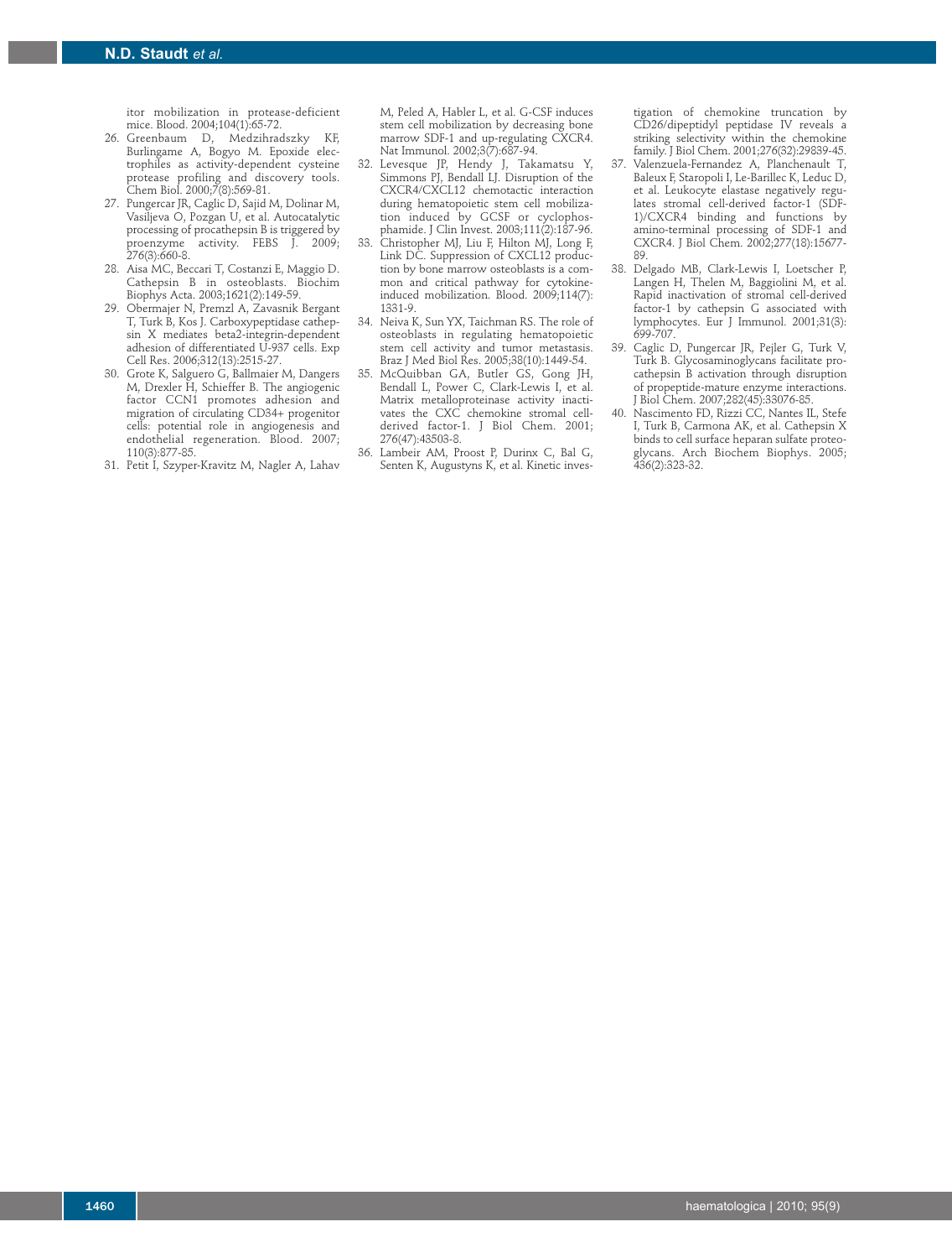itor mobilization in protease-deficient mice. Blood. 2004;104(1):65-72.

26. Greenbaum D, Medzihradszky KF, Burlingame A, Bogyo M. Epoxide electrophiles as activity-dependent cysteine protease profiling and discovery tools. Chem Biol. 2000;7(8):569-81.
27. Pungercar JR, Caglic D, Sajid M, Dolinar M, Vasiljeva O, Pozgan U, et al. Autocatalytic processing of procathepsin B is triggered by proenzyme activity. FEBS J. 2009; 276(3):660-8.
28. Aisa MC, Beccari T, Costanzi E, Maggio D. Cathepsin B in osteoblasts. Biochim Biophys Acta. 2003;1621(2):149-59.
29. Obermajer N, Premzl A, Zavasnik Bergant T, Turk B, Kos J. Carboxypeptidase cathepsin X mediates beta2-integrin-dependent adhesion of differentiated U-937 cells. Exp Cell Res. 2006;312(13):2515-27.
30. Grote K, Salguero G, Ballmaier M, Dangers M, Drexler H, Schieffer B. The angiogenic factor CCN1 promotes adhesion and migration of circulating CD34+ progenitor cells: potential role in angiogenesis and endothelial regeneration. Blood. 2007; 110(3):877-85.
31. Petit I, Szyper-Kravitz M, Nagler A, Lahav M, Peled A, Habler L, et al. G-CSF induces stem cell mobilization by decreasing bone marrow SDF-1 and up-regulating CXCR4. Nat Immunol. 2002;3(7):687-94.
32. Levesque JP, Hendy J, Takamatsu Y, Simmons PJ, Bendall LJ. Disruption of the CXCR4/CXCL12 chemotactic interaction during hematopoietic stem cell mobilization induced by GCSF or cyclophosphamide. J Clin Invest. 2003;111(2):187-96.
33. Christopher MJ, Liu F, Hilton MJ, Long F, Link DC. Suppression of CXCL12 production by bone marrow osteoblasts is a common and critical pathway for cytokine-induced mobilization. Blood. 2009;114(7): 1331-9.
34. Neiva K, Sun YX, Taichman RS. The role of osteoblasts in regulating hematopoietic stem cell activity and tumor metastasis. Braz J Med Biol Res. 2005;38(10):1449-54.
35. McQuibban GA, Butler GS, Gong JH, Bendall L, Power C, Clark-Lewis I, et al. Matrix metalloproteinase activity inactivates the CXC chemokine stromal cell-derived factor-1. J Biol Chem. 2001; 276(47):43503-8.
36. Lambeir AM, Proost P, Durinx C, Bal G, Senten K, Augustyns K, et al. Kinetic investigation of chemokine truncation by CD26/dipeptidyl peptidase IV reveals a striking selectivity within the chemokine family. J Biol Chem. 2001;276(32):29839-45.
37. Valenzuela-Fernandez A, Planchenault T, Baleux F, Staropoli I, Le-Barillec K, Leduc D, et al. Leukocyte elastase negatively regulates stromal cell-derived factor-1 (SDF-1)/CXCR4 binding and functions by amino-terminal processing of SDF-1 and CXCR4. J Biol Chem. 2002;277(18):15677-89.
38. Delgado MB, Clark-Lewis I, Loetscher P, Langen H, Thelen M, Baggiolini M, et al. Rapid inactivation of stromal cell-derived factor-1 by cathepsin G associated with lymphocytes. Eur J Immunol. 2001;31(3): 699-707.
39. Caglic D, Pungercar JR, Pejler G, Turk V, Turk B. Glycosaminoglycans facilitate procathepsin B activation through disruption of propeptide-mature enzyme interactions. J Biol Chem. 2007;282(45):33076-85.
40. Nascimento FD, Rizzi CC, Nantes IL, Stefe I, Turk B, Carmona AK, et al. Cathepsin X binds to cell surface heparan sulfate proteoglycans. Arch Biochem Biophys. 2005; 436(2):323-32.